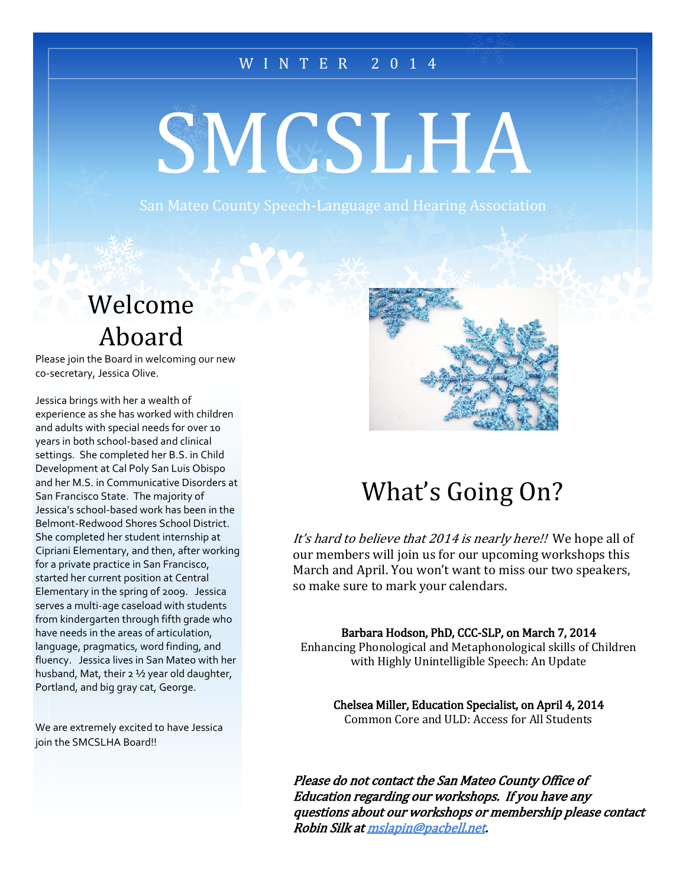WINTER 2014

# SMCSLHA

San Mateo County Speech-Language and Hearing Association

## Welcome Aboard

Please join the Board in welcoming our new co-secretary, Jessica Olive.

Jessica brings with her a wealth of experience as she has worked with children and adults with special needs for over 10 years in both school-based and clinical settings. She completed her B.S. in Child Development at Cal Poly San Luis Obispo and her M.S. in Communicative Disorders at San Francisco State. The majority of Jessica's school-based work has been in the Belmont-Redwood Shores School District. She completed her student internship at Cipriani Elementary, and then, after working for a private practice in San Francisco, started her current position at Central Elementary in the spring of 2009. Jessica serves a multi-age caseload with students from kindergarten through fifth grade who have needs in the areas of articulation, language, pragmatics, word finding, and fluency. Jessica lives in San Mateo with her husband, Mat, their 2 ½ year old daughter, Portland, and big gray cat, George.

We are extremely excited to have Jessica join the SMCSLHA Board!!

## What's Going On?

*It's hard to believe that 2014 is nearly here!!* We hope all of our members will join us for our upcoming workshops this March and April. You won't want to miss our two speakers, so make sure to mark your calendars.

**Barbara Hodson, PhD, CCC-SLP, on March 7, 2014**
Enhancing Phonological and Metaphonological skills of Children with Highly Unintelligible Speech: An Update

**Chelsea Miller, Education Specialist, on April 4, 2014**
Common Core and ULD: Access for All Students

***Please do not contact the San Mateo County Office of Education regarding our workshops. If you have any questions about our workshops or membership please contact Robin Silk at mslapin@pacbell.net.***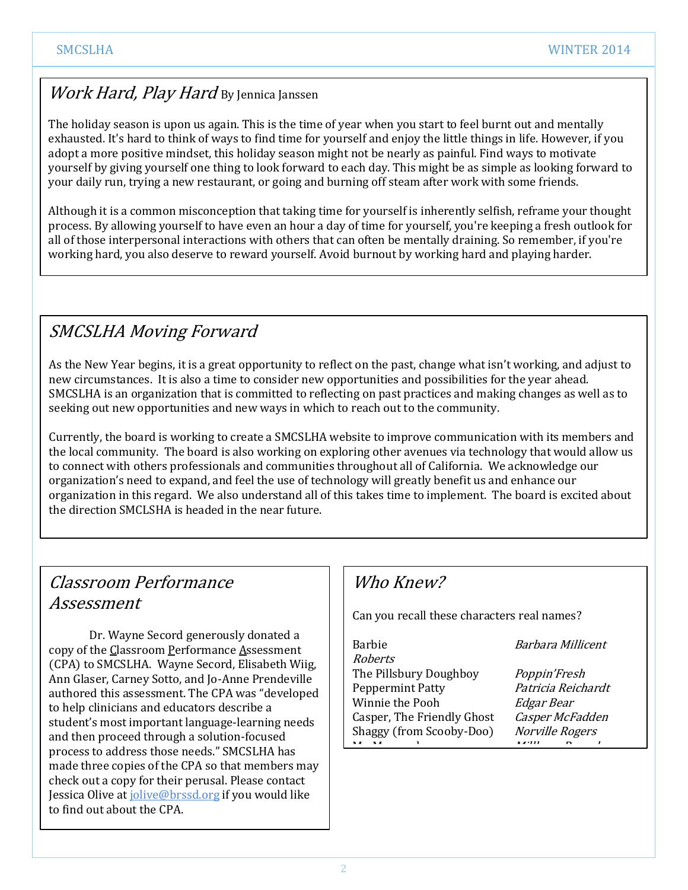## *Work Hard, Play Hard* By Jennica Janssen

The holiday season is upon us again. This is the time of year when you start to feel burnt out and mentally exhausted. It's hard to think of ways to find time for yourself and enjoy the little things in life. However, if you adopt a more positive mindset, this holiday season might not be nearly as painful. Find ways to motivate yourself by giving yourself one thing to look forward to each day. This might be as simple as looking forward to your daily run, trying a new restaurant, or going and burning off steam after work with some friends.

Although it is a common misconception that taking time for yourself is inherently selfish, reframe your thought process. By allowing yourself to have even an hour a day of time for yourself, you're keeping a fresh outlook for all of those interpersonal interactions with others that can often be mentally draining. So remember, if you're working hard, you also deserve to reward yourself. Avoid burnout by working hard and playing harder.

## *SMCSLHA Moving Forward*

As the New Year begins, it is a great opportunity to reflect on the past, change what isn't working, and adjust to new circumstances. It is also a time to consider new opportunities and possibilities for the year ahead. SMCSLHA is an organization that is committed to reflecting on past practices and making changes as well as to seeking out new opportunities and new ways in which to reach out to the community.

Currently, the board is working to create a SMCSLHA website to improve communication with its members and the local community. The board is also working on exploring other avenues via technology that would allow us to connect with others professionals and communities throughout all of California. We acknowledge our organization's need to expand, and feel the use of technology will greatly benefit us and enhance our organization in this regard. We also understand all of this takes time to implement. The board is excited about the direction SMCLSHA is headed in the near future.

## *Classroom Performance Assessment*

Dr. Wayne Secord generously donated a copy of the Classroom Performance Assessment (CPA) to SMCSLHA. Wayne Secord, Elisabeth Wiig, Ann Glaser, Carney Sotto, and Jo-Anne Prendeville authored this assessment. The CPA was "developed to help clinicians and educators describe a student's most important language-learning needs and then proceed through a solution-focused process to address those needs." SMCSLHA has made three copies of the CPA so that members may check out a copy for their perusal. Please contact Jessica Olive at jolive@brssd.org if you would like to find out about the CPA.

## *Who Knew?*

Can you recall these characters real names?

| | |
|---|---|
| Barbie | *Barbara Millicent Roberts* |
| The Pillsbury Doughboy | *Poppin'Fresh* |
| Peppermint Patty | *Patricia Reichardt* |
| Winnie the Pooh | *Edgar Bear* |
| Casper, The Friendly Ghost | *Casper McFadden* |
| Shaggy (from Scooby-Doo) | *Norville Rogers* |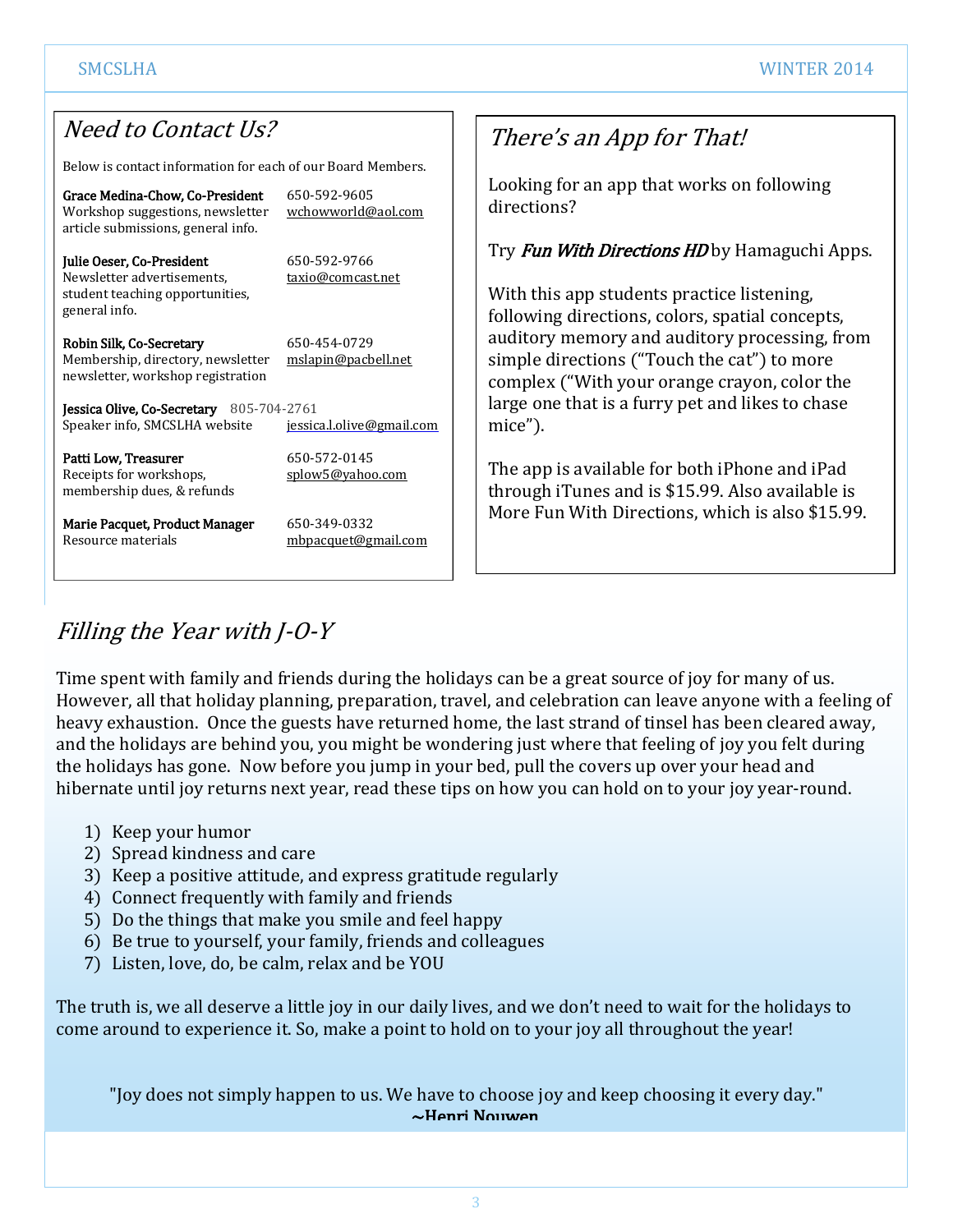## *Need to Contact Us?*

Below is contact information for each of our Board Members.

**Grace Medina-Chow, Co-President**
Workshop suggestions, newsletter article submissions, general info.
650-592-9605
wchowworld@aol.com

**Julie Oeser, Co-President**
Newsletter advertisements, student teaching opportunities, general info.
650-592-9766
taxio@comcast.net

**Robin Silk, Co-Secretary**
Membership, directory, newsletter newsletter, workshop registration
650-454-0729
mslapin@pacbell.net

**Jessica Olive, Co-Secretary**
Speaker info, SMCSLHA website
805-704-2761
jessica.l.olive@gmail.com

**Patti Low, Treasurer**
Receipts for workshops, membership dues, & refunds
650-572-0145
splow5@yahoo.com

**Marie Pacquet, Product Manager**
Resource materials
650-349-0332
mbpacquet@gmail.com

## *There's an App for That!*

Looking for an app that works on following directions?

Try ***Fun With Directions HD*** by Hamaguchi Apps.

With this app students practice listening, following directions, colors, spatial concepts, auditory memory and auditory processing, from simple directions ("Touch the cat") to more complex ("With your orange crayon, color the large one that is a furry pet and likes to chase mice").

The app is available for both iPhone and iPad through iTunes and is $15.99. Also available is More Fun With Directions, which is also $15.99.

## *Filling the Year with J-O-Y*

Time spent with family and friends during the holidays can be a great source of joy for many of us. However, all that holiday planning, preparation, travel, and celebration can leave anyone with a feeling of heavy exhaustion. Once the guests have returned home, the last strand of tinsel has been cleared away, and the holidays are behind you, you might be wondering just where that feeling of joy you felt during the holidays has gone. Now before you jump in your bed, pull the covers up over your head and hibernate until joy returns next year, read these tips on how you can hold on to your joy year-round.

1) Keep your humor
2) Spread kindness and care
3) Keep a positive attitude, and express gratitude regularly
4) Connect frequently with family and friends
5) Do the things that make you smile and feel happy
6) Be true to yourself, your family, friends and colleagues
7) Listen, love, do, be calm, relax and be YOU

The truth is, we all deserve a little joy in our daily lives, and we don't need to wait for the holidays to come around to experience it. So, make a point to hold on to your joy all throughout the year!

"Joy does not simply happen to us. We have to choose joy and keep choosing it every day."
**~Henri Nouwen**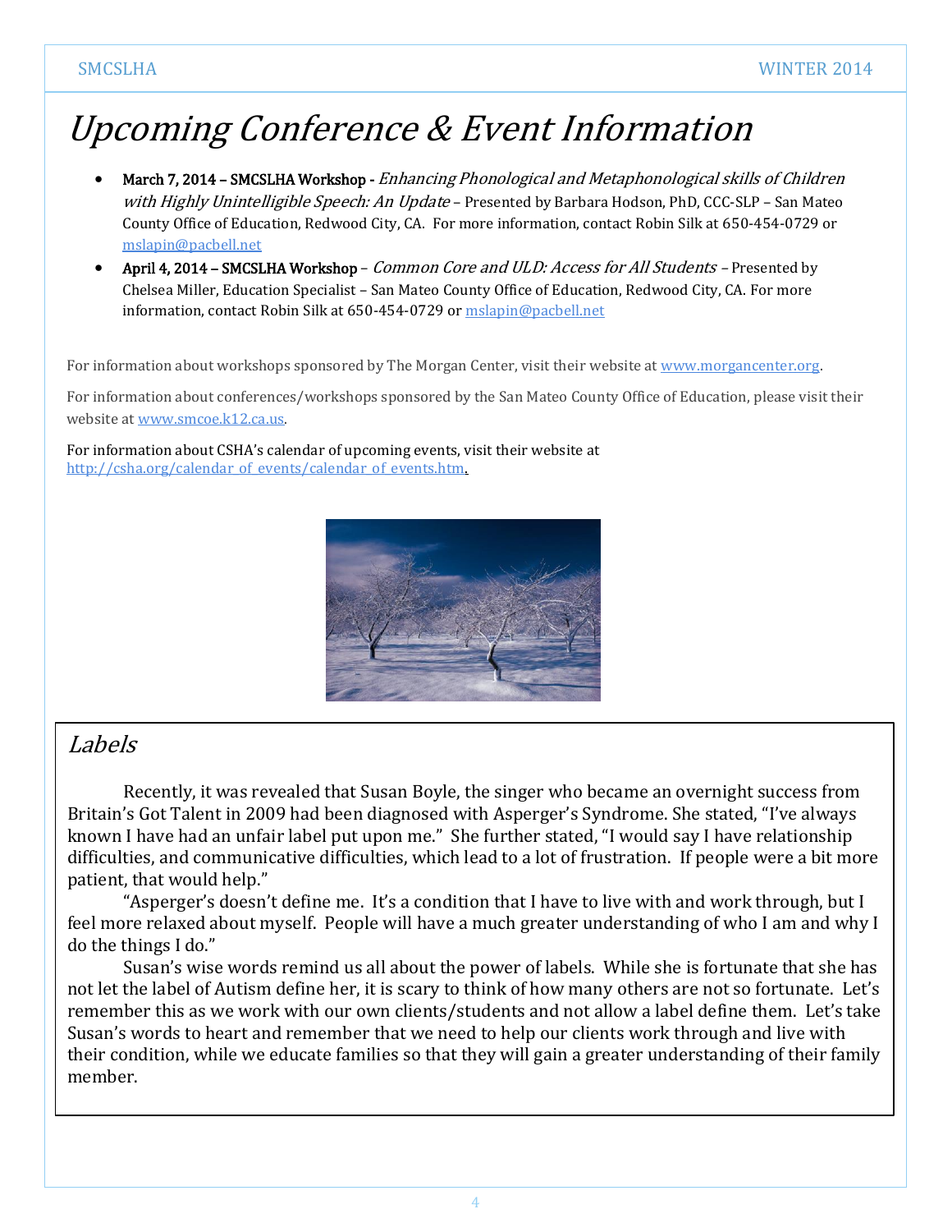# *Upcoming Conference & Event Information*

- **March 7, 2014 – SMCSLHA Workshop -** *Enhancing Phonological and Metaphonological skills of Children with Highly Unintelligible Speech: An Update* – Presented by Barbara Hodson, PhD, CCC-SLP – San Mateo County Office of Education, Redwood City, CA. For more information, contact Robin Silk at 650-454-0729 or mslapin@pacbell.net
- **April 4, 2014 – SMCSLHA Workshop** – *Common Core and ULD: Access for All Students* – Presented by Chelsea Miller, Education Specialist – San Mateo County Office of Education, Redwood City, CA. For more information, contact Robin Silk at 650-454-0729 or mslapin@pacbell.net

For information about workshops sponsored by The Morgan Center, visit their website at www.morgancenter.org.

For information about conferences/workshops sponsored by the San Mateo County Office of Education, please visit their website at www.smcoe.k12.ca.us.

For information about CSHA's calendar of upcoming events, visit their website at http://csha.org/calendar_of_events/calendar_of_events.htm.

## *Labels*

Recently, it was revealed that Susan Boyle, the singer who became an overnight success from Britain's Got Talent in 2009 had been diagnosed with Asperger's Syndrome. She stated, "I've always known I have had an unfair label put upon me." She further stated, "I would say I have relationship difficulties, and communicative difficulties, which lead to a lot of frustration. If people were a bit more patient, that would help."

"Asperger's doesn't define me. It's a condition that I have to live with and work through, but I feel more relaxed about myself. People will have a much greater understanding of who I am and why I do the things I do."

Susan's wise words remind us all about the power of labels. While she is fortunate that she has not let the label of Autism define her, it is scary to think of how many others are not so fortunate. Let's remember this as we work with our own clients/students and not allow a label define them. Let's take Susan's words to heart and remember that we need to help our clients work through and live with their condition, while we educate families so that they will gain a greater understanding of their family member.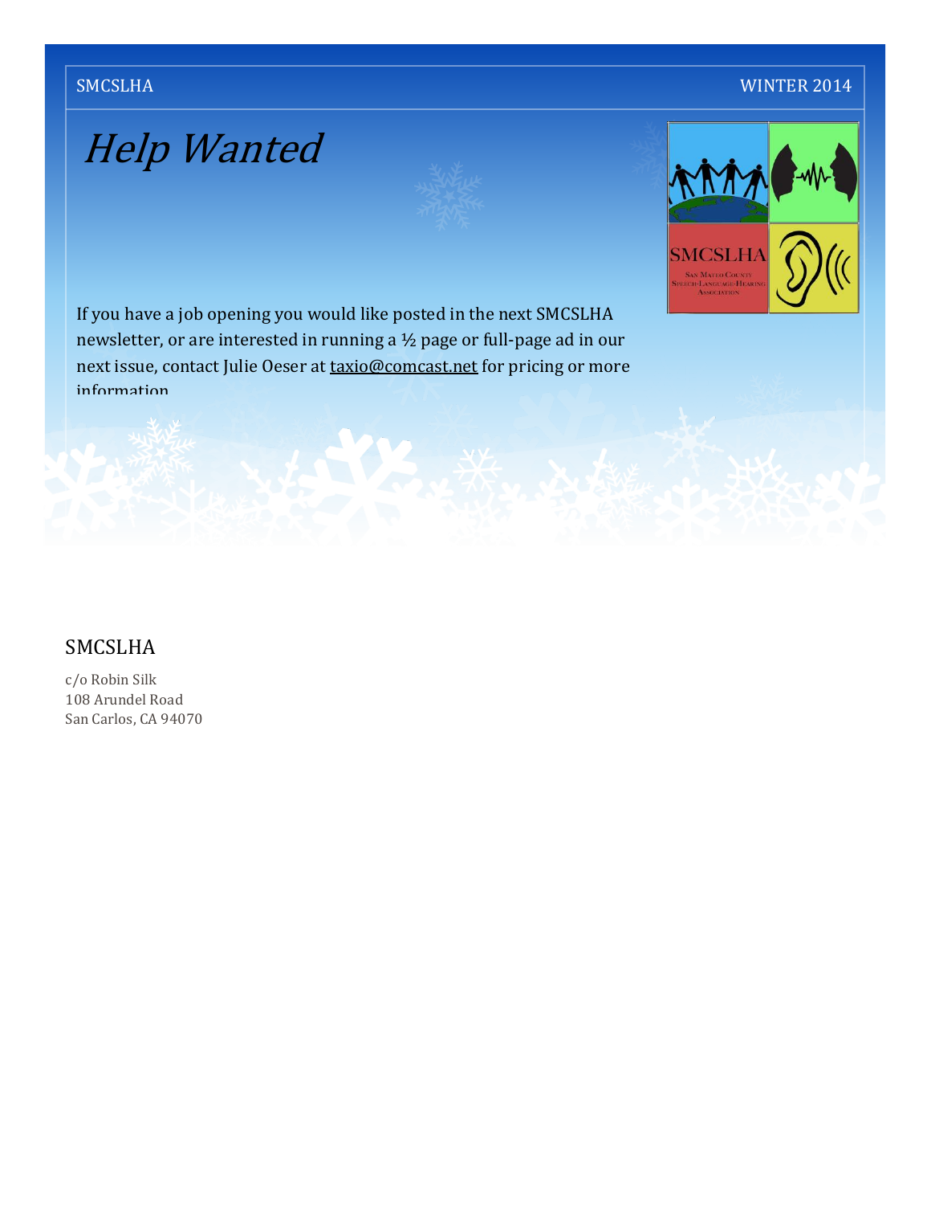# Help Wanted

If you have a job opening you would like posted in the next SMCSLHA newsletter, or are interested in running a ½ page or full-page ad in our next issue, contact Julie Oeser at taxio@comcast.net for pricing or more information

## SMCSLHA

c/o Robin Silk
108 Arundel Road
San Carlos, CA 94070